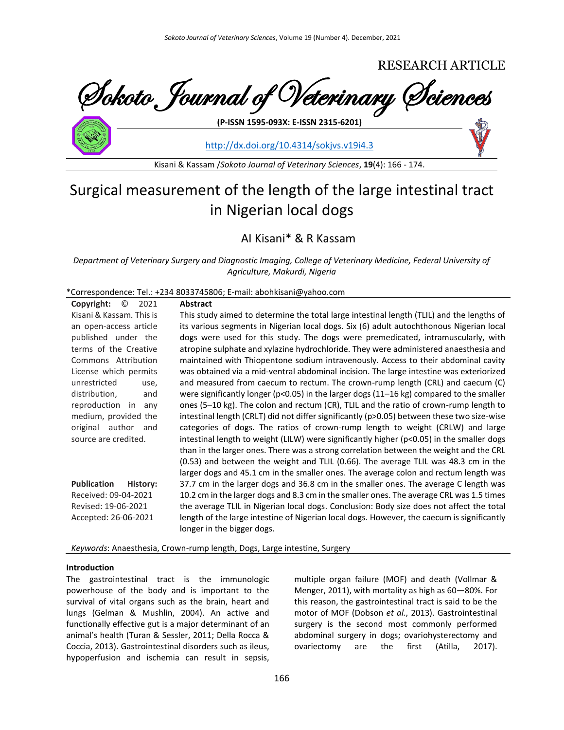RESEARCH ARTICLE

Sokoto Journal of Veterinary Sciences

**(P-ISSN 1595-093X: E-ISSN 2315-6201)**

http://dx.doi.org/10.4314/sokjvs.v19i4.3

Kisani & Kassam /*Sokoto Journal of Veterinary Sciences*, **19**(4): 166 - 174.

# Surgical measurement of the length of the large intestinal tract in Nigerian local dogs

## AI Kisani* & R Kassam

*Department of Veterinary Surgery and Diagnostic Imaging, College of Veterinary Medicine, Federal University of Agriculture, Makurdi, Nigeria*

*Correspondence: Tel.: +234 8033745806; E-mail: abohkisani@yahoo.com

**Copyright:** © 2021 Kisani & Kassam. This is an open-access article published under the terms of the Creative Commons Attribution License which permits unrestricted use, distribution, and reproduction in any medium, provided the original author and source are credited.

**Publication History:**
Received: 09-04-2021
Revised: 19-06-2021
Accepted: 26-06-2021

**Abstract**

This study aimed to determine the total large intestinal length (TLIL) and the lengths of its various segments in Nigerian local dogs. Six (6) adult autochthonous Nigerian local dogs were used for this study. The dogs were premedicated, intramuscularly, with atropine sulphate and xylazine hydrochloride. They were administered anaesthesia and maintained with Thiopentone sodium intravenously. Access to their abdominal cavity was obtained via a mid-ventral abdominal incision. The large intestine was exteriorized and measured from caecum to rectum. The crown-rump length (CRL) and caecum (C) were significantly longer ($p<0.05$) in the larger dogs (11–16 kg) compared to the smaller ones (5–10 kg). The colon and rectum (CR), TLIL and the ratio of crown-rump length to intestinal length (CRLT) did not differ significantly ($p>0.05$) between these two size-wise categories of dogs. The ratios of crown-rump length to weight (CRLW) and large intestinal length to weight (LILW) were significantly higher ($p<0.05$) in the smaller dogs than in the larger ones. There was a strong correlation between the weight and the CRL (0.53) and between the weight and TLIL (0.66). The average TLIL was 48.3 cm in the larger dogs and 45.1 cm in the smaller ones. The average colon and rectum length was 37.7 cm in the larger dogs and 36.8 cm in the smaller ones. The average C length was 10.2 cm in the larger dogs and 8.3 cm in the smaller ones. The average CRL was 1.5 times the average TLIL in Nigerian local dogs. Conclusion: Body size does not affect the total length of the large intestine of Nigerian local dogs. However, the caecum is significantly longer in the bigger dogs.

*Keywords*: Anaesthesia, Crown-rump length, Dogs, Large intestine, Surgery

**Introduction**

The gastrointestinal tract is the immunologic powerhouse of the body and is important to the survival of vital organs such as the brain, heart and lungs (Gelman & Mushlin, 2004). An active and functionally effective gut is a major determinant of an animal's health (Turan & Sessler, 2011; Della Rocca & Coccia, 2013). Gastrointestinal disorders such as ileus, hypoperfusion and ischemia can result in sepsis, multiple organ failure (MOF) and death (Vollmar & Menger, 2011), with mortality as high as 60—80%. For this reason, the gastrointestinal tract is said to be the motor of MOF (Dobson *et al.*, 2013). Gastrointestinal surgery is the second most commonly performed abdominal surgery in dogs; ovariohysterectomy and ovariectomy are the first (Atilla, 2017).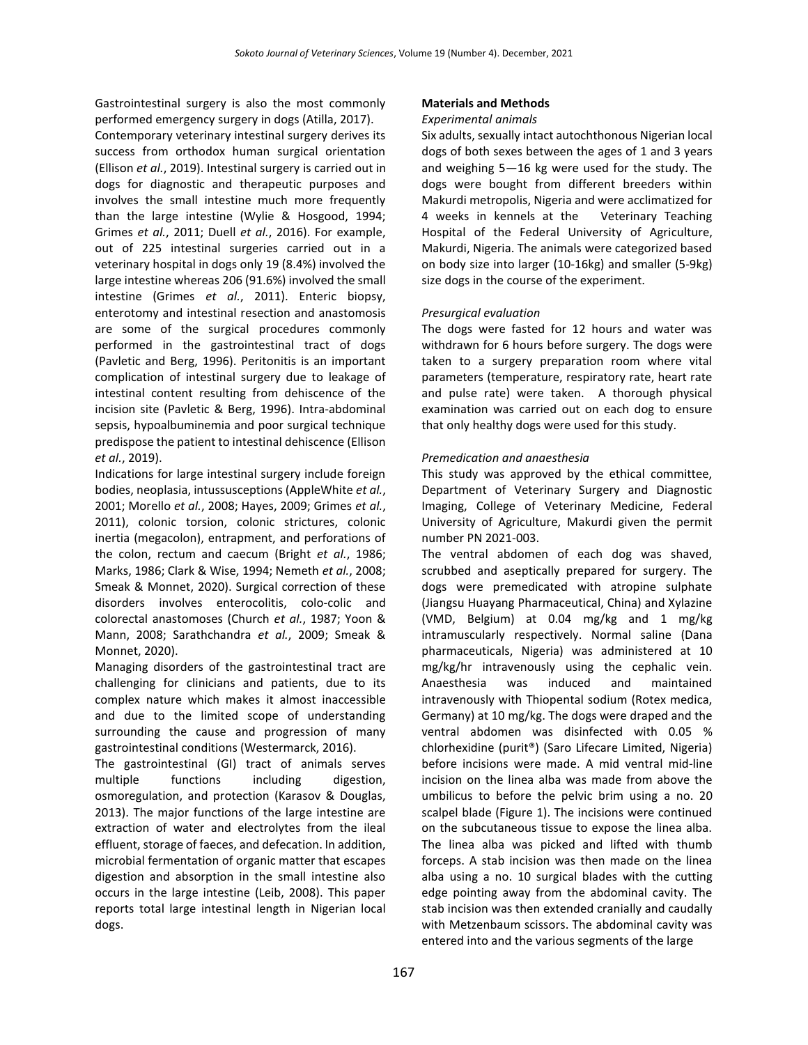Gastrointestinal surgery is also the most commonly performed emergency surgery in dogs (Atilla, 2017). Contemporary veterinary intestinal surgery derives its success from orthodox human surgical orientation (Ellison *et al.*, 2019). Intestinal surgery is carried out in dogs for diagnostic and therapeutic purposes and involves the small intestine much more frequently than the large intestine (Wylie & Hosgood, 1994; Grimes *et al.*, 2011; Duell *et al.*, 2016). For example, out of 225 intestinal surgeries carried out in a veterinary hospital in dogs only 19 (8.4%) involved the large intestine whereas 206 (91.6%) involved the small intestine (Grimes *et al.*, 2011). Enteric biopsy, enterotomy and intestinal resection and anastomosis are some of the surgical procedures commonly performed in the gastrointestinal tract of dogs (Pavletic and Berg, 1996). Peritonitis is an important complication of intestinal surgery due to leakage of intestinal content resulting from dehiscence of the incision site (Pavletic & Berg, 1996). Intra-abdominal sepsis, hypoalbuminemia and poor surgical technique predispose the patient to intestinal dehiscence (Ellison *et al.*, 2019).

Indications for large intestinal surgery include foreign bodies, neoplasia, intussusceptions (AppleWhite *et al.*, 2001; Morello *et al.*, 2008; Hayes, 2009; Grimes *et al.*, 2011), colonic torsion, colonic strictures, colonic inertia (megacolon), entrapment, and perforations of the colon, rectum and caecum (Bright *et al.*, 1986; Marks, 1986; Clark & Wise, 1994; Nemeth *et al.*, 2008; Smeak & Monnet, 2020). Surgical correction of these disorders involves enterocolitis, colo-colic and colorectal anastomoses (Church *et al.*, 1987; Yoon & Mann, 2008; Sarathchandra *et al.*, 2009; Smeak & Monnet, 2020).

Managing disorders of the gastrointestinal tract are challenging for clinicians and patients, due to its complex nature which makes it almost inaccessible and due to the limited scope of understanding surrounding the cause and progression of many gastrointestinal conditions (Westermarck, 2016).

The gastrointestinal (GI) tract of animals serves multiple functions including digestion, osmoregulation, and protection (Karasov & Douglas, 2013). The major functions of the large intestine are extraction of water and electrolytes from the ileal effluent, storage of faeces, and defecation. In addition, microbial fermentation of organic matter that escapes digestion and absorption in the small intestine also occurs in the large intestine (Leib, 2008). This paper reports total large intestinal length in Nigerian local dogs.

## Materials and Methods

### *Experimental animals*

Six adults, sexually intact autochthonous Nigerian local dogs of both sexes between the ages of 1 and 3 years and weighing 5—16 kg were used for the study. The dogs were bought from different breeders within Makurdi metropolis, Nigeria and were acclimatized for 4 weeks in kennels at the Veterinary Teaching Hospital of the Federal University of Agriculture, Makurdi, Nigeria. The animals were categorized based on body size into larger (10-16kg) and smaller (5-9kg) size dogs in the course of the experiment.

### *Presurgical evaluation*

The dogs were fasted for 12 hours and water was withdrawn for 6 hours before surgery. The dogs were taken to a surgery preparation room where vital parameters (temperature, respiratory rate, heart rate and pulse rate) were taken. A thorough physical examination was carried out on each dog to ensure that only healthy dogs were used for this study.

### *Premedication and anaesthesia*

This study was approved by the ethical committee, Department of Veterinary Surgery and Diagnostic Imaging, College of Veterinary Medicine, Federal University of Agriculture, Makurdi given the permit number PN 2021-003.

The ventral abdomen of each dog was shaved, scrubbed and aseptically prepared for surgery. The dogs were premedicated with atropine sulphate (Jiangsu Huayang Pharmaceutical, China) and Xylazine (VMD, Belgium) at 0.04 mg/kg and 1 mg/kg intramuscularly respectively. Normal saline (Dana pharmaceuticals, Nigeria) was administered at 10 mg/kg/hr intravenously using the cephalic vein. Anaesthesia was induced and maintained intravenously with Thiopental sodium (Rotex medica, Germany) at 10 mg/kg. The dogs were draped and the ventral abdomen was disinfected with 0.05 % chlorhexidine (purit®) (Saro Lifecare Limited, Nigeria) before incisions were made. A mid ventral mid-line incision on the linea alba was made from above the umbilicus to before the pelvic brim using a no. 20 scalpel blade (Figure 1). The incisions were continued on the subcutaneous tissue to expose the linea alba. The linea alba was picked and lifted with thumb forceps. A stab incision was then made on the linea alba using a no. 10 surgical blades with the cutting edge pointing away from the abdominal cavity. The stab incision was then extended cranially and caudally with Metzenbaum scissors. The abdominal cavity was entered into and the various segments of the large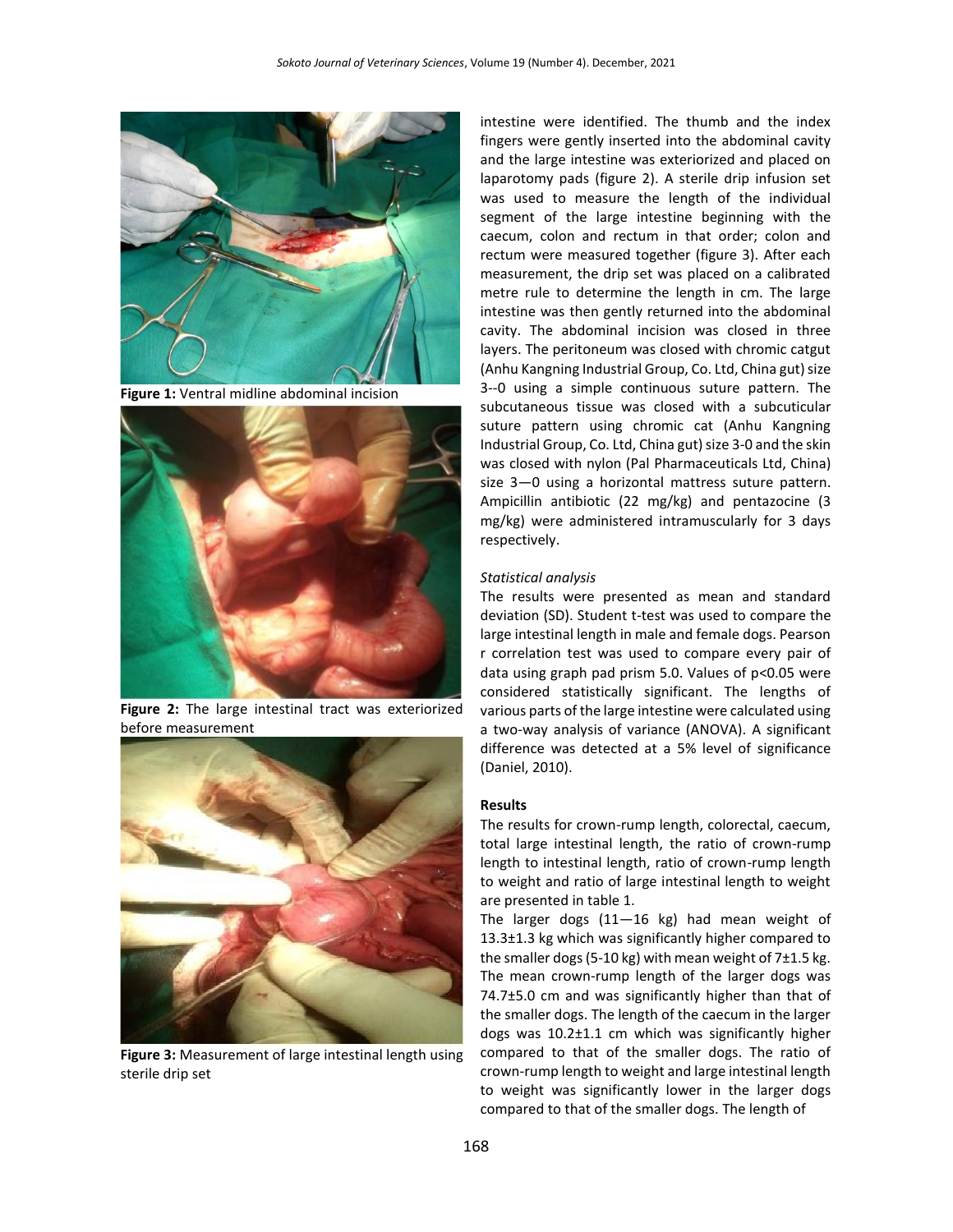Figure 1: Ventral midline abdominal incision

Figure 2: The large intestinal tract was exteriorized before measurement

Figure 3: Measurement of large intestinal length using sterile drip set

intestine were identified. The thumb and the index fingers were gently inserted into the abdominal cavity and the large intestine was exteriorized and placed on laparotomy pads (figure 2). A sterile drip infusion set was used to measure the length of the individual segment of the large intestine beginning with the caecum, colon and rectum in that order; colon and rectum were measured together (figure 3). After each measurement, the drip set was placed on a calibrated metre rule to determine the length in cm. The large intestine was then gently returned into the abdominal cavity. The abdominal incision was closed in three layers. The peritoneum was closed with chromic catgut (Anhu Kangning Industrial Group, Co. Ltd, China gut) size 3--0 using a simple continuous suture pattern. The subcutaneous tissue was closed with a subcuticular suture pattern using chromic cat (Anhu Kangning Industrial Group, Co. Ltd, China gut) size 3-0 and the skin was closed with nylon (Pal Pharmaceuticals Ltd, China) size 3—0 using a horizontal mattress suture pattern. Ampicillin antibiotic (22 mg/kg) and pentazocine (3 mg/kg) were administered intramuscularly for 3 days respectively.

*Statistical analysis*

The results were presented as mean and standard deviation (SD). Student t-test was used to compare the large intestinal length in male and female dogs. Pearson r correlation test was used to compare every pair of data using graph pad prism 5.0. Values of $p<0.05$ were considered statistically significant. The lengths of various parts of the large intestine were calculated using a two-way analysis of variance (ANOVA). A significant difference was detected at a 5% level of significance (Daniel, 2010).

**Results**

The results for crown-rump length, colorectal, caecum, total large intestinal length, the ratio of crown-rump length to intestinal length, ratio of crown-rump length to weight and ratio of large intestinal length to weight are presented in table 1.

The larger dogs (11—16 kg) had mean weight of 13.3±1.3 kg which was significantly higher compared to the smaller dogs (5-10 kg) with mean weight of 7±1.5 kg. The mean crown-rump length of the larger dogs was 74.7±5.0 cm and was significantly higher than that of the smaller dogs. The length of the caecum in the larger dogs was 10.2±1.1 cm which was significantly higher compared to that of the smaller dogs. The ratio of crown-rump length to weight and large intestinal length to weight was significantly lower in the larger dogs compared to that of the smaller dogs. The length of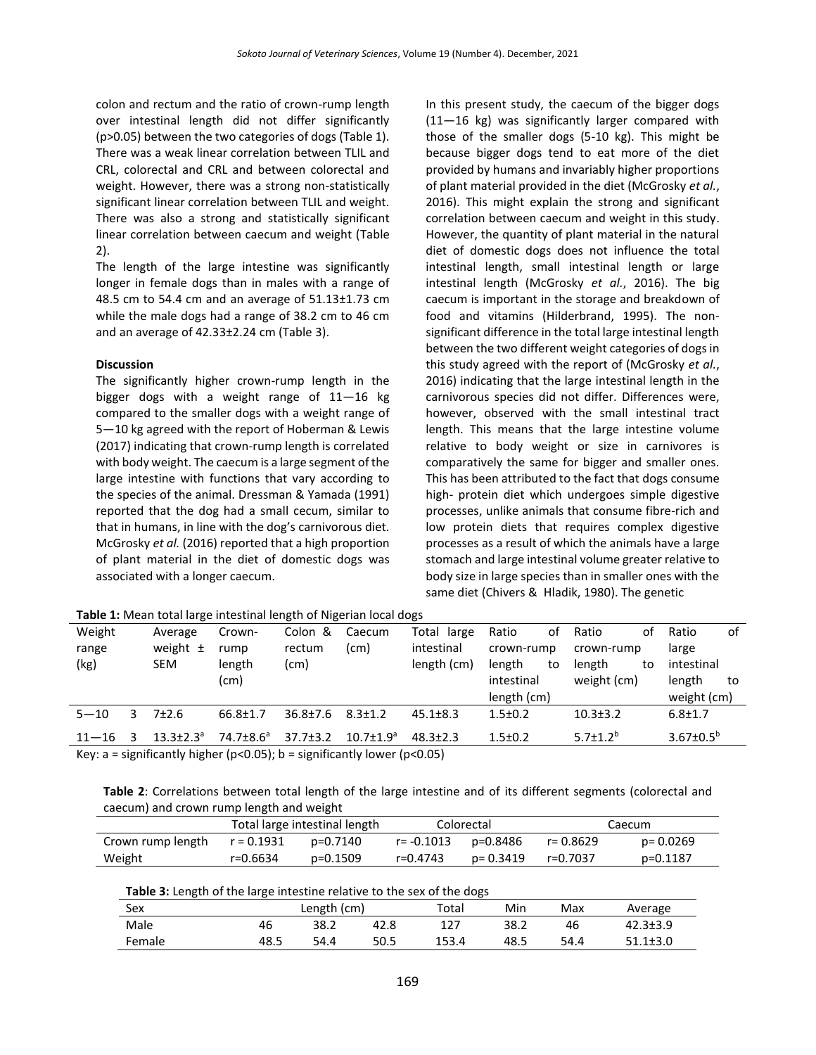colon and rectum and the ratio of crown-rump length over intestinal length did not differ significantly (p>0.05) between the two categories of dogs (Table 1). There was a weak linear correlation between TLIL and CRL, colorectal and CRL and between colorectal and weight. However, there was a strong non-statistically significant linear correlation between TLIL and weight. There was also a strong and statistically significant linear correlation between caecum and weight (Table 2).

The length of the large intestine was significantly longer in female dogs than in males with a range of 48.5 cm to 54.4 cm and an average of 51.13±1.73 cm while the male dogs had a range of 38.2 cm to 46 cm and an average of 42.33±2.24 cm (Table 3).

**Discussion**

The significantly higher crown-rump length in the bigger dogs with a weight range of 11—16 kg compared to the smaller dogs with a weight range of 5—10 kg agreed with the report of Hoberman & Lewis (2017) indicating that crown-rump length is correlated with body weight. The caecum is a large segment of the large intestine with functions that vary according to the species of the animal. Dressman & Yamada (1991) reported that the dog had a small cecum, similar to that in humans, in line with the dog's carnivorous diet. McGrosky *et al.* (2016) reported that a high proportion of plant material in the diet of domestic dogs was associated with a longer caecum.

In this present study, the caecum of the bigger dogs (11—16 kg) was significantly larger compared with those of the smaller dogs (5-10 kg). This might be because bigger dogs tend to eat more of the diet provided by humans and invariably higher proportions of plant material provided in the diet (McGrosky *et al.*, 2016). This might explain the strong and significant correlation between caecum and weight in this study. However, the quantity of plant material in the natural diet of domestic dogs does not influence the total intestinal length, small intestinal length or large intestinal length (McGrosky *et al.*, 2016). The big caecum is important in the storage and breakdown of food and vitamins (Hilderbrand, 1995). The non-significant difference in the total large intestinal length between the two different weight categories of dogs in this study agreed with the report of (McGrosky *et al.*, 2016) indicating that the large intestinal length in the carnivorous species did not differ. Differences were, however, observed with the small intestinal tract length. This means that the large intestine volume relative to body weight or size in carnivores is comparatively the same for bigger and smaller ones. This has been attributed to the fact that dogs consume high- protein diet which undergoes simple digestive processes, unlike animals that consume fibre-rich and low protein diets that requires complex digestive processes as a result of which the animals have a large stomach and large intestinal volume greater relative to body size in large species than in smaller ones with the same diet (Chivers & Hladik, 1980). The genetic

**Table 1:** Mean total large intestinal length of Nigerian local dogs

| Weight range (kg) | | Average weight ± SEM | Crown-rump length (cm) | Colon & rectum (cm) | Caecum (cm) | Total large intestinal length (cm) | Ratio of crown-rump length to intestinal length (cm) | Ratio of crown-rump length to weight (cm) | Ratio of large intestinal length to weight (cm) |
|---|---|---|---|---|---|---|---|---|---|
| 5—10 | 3 | 7±2.6 | 66.8±1.7 | 36.8±7.6 | 8.3±1.2 | 45.1±8.3 | 1.5±0.2 | 10.3±3.2 | 6.8±1.7 |
| 11—16 | 3 | 13.3±2.3[a] | 74.7±8.6[a] | 37.7±3.2 | 10.7±1.9[a] | 48.3±2.3 | 1.5±0.2 | 5.7±1.2[b] | 3.67±0.5[b] |

Key: a = significantly higher (p<0.05); b = significantly lower (p<0.05)

**Table 2**: Correlations between total length of the large intestine and of its different segments (colorectal and caecum) and crown rump length and weight

| | Total large intestinal length | | Colorectal | | Caecum | |
|---|---|---|---|---|---|---|
| Crown rump length | r = 0.1931 | p=0.7140 | r= -0.1013 | p=0.8486 | r= 0.8629 | p= 0.0269 |
| Weight | r=0.6634 | p=0.1509 | r=0.4743 | p= 0.3419 | r=0.7037 | p=0.1187 |

**Table 3:** Length of the large intestine relative to the sex of the dogs

| Sex | Length (cm) | | | Total | Min | Max | Average |
|---|---|---|---|---|---|---|---|
| Male | 46 | 38.2 | 42.8 | 127 | 38.2 | 46 | 42.3±3.9 |
| Female | 48.5 | 54.4 | 50.5 | 153.4 | 48.5 | 54.4 | 51.1±3.0 |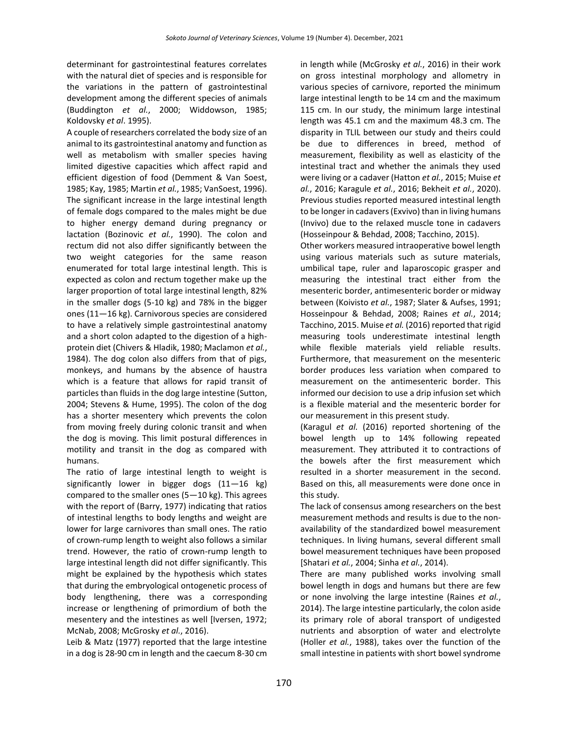determinant for gastrointestinal features correlates with the natural diet of species and is responsible for the variations in the pattern of gastrointestinal development among the different species of animals (Buddington *et al.*, 2000; Widdowson, 1985; Koldovsky *et al*. 1995).

A couple of researchers correlated the body size of an animal to its gastrointestinal anatomy and function as well as metabolism with smaller species having limited digestive capacities which affect rapid and efficient digestion of food (Demment & Van Soest, 1985; Kay, 1985; Martin *et al.*, 1985; VanSoest, 1996). The significant increase in the large intestinal length of female dogs compared to the males might be due to higher energy demand during pregnancy or lactation (Bozinovic *et al.*, 1990). The colon and rectum did not also differ significantly between the two weight categories for the same reason enumerated for total large intestinal length. This is expected as colon and rectum together make up the larger proportion of total large intestinal length, 82% in the smaller dogs (5-10 kg) and 78% in the bigger ones (11—16 kg). Carnivorous species are considered to have a relatively simple gastrointestinal anatomy and a short colon adapted to the digestion of a high-protein diet (Chivers & Hladik, 1980; Maclamon *et al.*, 1984). The dog colon also differs from that of pigs, monkeys, and humans by the absence of haustra which is a feature that allows for rapid transit of particles than fluids in the dog large intestine (Sutton, 2004; Stevens & Hume, 1995). The colon of the dog has a shorter mesentery which prevents the colon from moving freely during colonic transit and when the dog is moving. This limit postural differences in motility and transit in the dog as compared with humans.

The ratio of large intestinal length to weight is significantly lower in bigger dogs (11—16 kg) compared to the smaller ones (5—10 kg). This agrees with the report of (Barry, 1977) indicating that ratios of intestinal lengths to body lengths and weight are lower for large carnivores than small ones. The ratio of crown-rump length to weight also follows a similar trend. However, the ratio of crown-rump length to large intestinal length did not differ significantly. This might be explained by the hypothesis which states that during the embryological ontogenetic process of body lengthening, there was a corresponding increase or lengthening of primordium of both the mesentery and the intestines as well [Iversen, 1972; McNab, 2008; McGrosky *et al.*, 2016).

Leib & Matz (1977) reported that the large intestine in a dog is 28-90 cm in length and the caecum 8-30 cm in length while (McGrosky *et al.*, 2016) in their work on gross intestinal morphology and allometry in various species of carnivore, reported the minimum large intestinal length to be 14 cm and the maximum 115 cm. In our study, the minimum large intestinal length was 45.1 cm and the maximum 48.3 cm. The disparity in TLIL between our study and theirs could be due to differences in breed, method of measurement, flexibility as well as elasticity of the intestinal tract and whether the animals they used were living or a cadaver (Hatton *et al.*, 2015; Muise *et al.*, 2016; Karagule *et al.*, 2016; Bekheit *et al.*, 2020). Previous studies reported measured intestinal length to be longer in cadavers (Exvivo) than in living humans (Invivo) due to the relaxed muscle tone in cadavers (Hosseinpour & Behdad, 2008; Tacchino, 2015).

Other workers measured intraoperative bowel length using various materials such as suture materials, umbilical tape, ruler and laparoscopic grasper and measuring the intestinal tract either from the mesenteric border, antimesenteric border or midway between (Koivisto *et al.*, 1987; Slater & Aufses, 1991; Hosseinpour & Behdad, 2008; Raines *et al.*, 2014; Tacchino, 2015. Muise *et al.* (2016) reported that rigid measuring tools underestimate intestinal length while flexible materials yield reliable results. Furthermore, that measurement on the mesenteric border produces less variation when compared to measurement on the antimesenteric border. This informed our decision to use a drip infusion set which is a flexible material and the mesenteric border for our measurement in this present study.

(Karagul *et al.* (2016) reported shortening of the bowel length up to 14% following repeated measurement. They attributed it to contractions of the bowels after the first measurement which resulted in a shorter measurement in the second. Based on this, all measurements were done once in this study.

The lack of consensus among researchers on the best measurement methods and results is due to the non-availability of the standardized bowel measurement techniques. In living humans, several different small bowel measurement techniques have been proposed [Shatari *et al.*, 2004; Sinha *et al.*, 2014).

There are many published works involving small bowel length in dogs and humans but there are few or none involving the large intestine (Raines *et al.*, 2014). The large intestine particularly, the colon aside its primary role of aboral transport of undigested nutrients and absorption of water and electrolyte (Holler *et al.*, 1988), takes over the function of the small intestine in patients with short bowel syndrome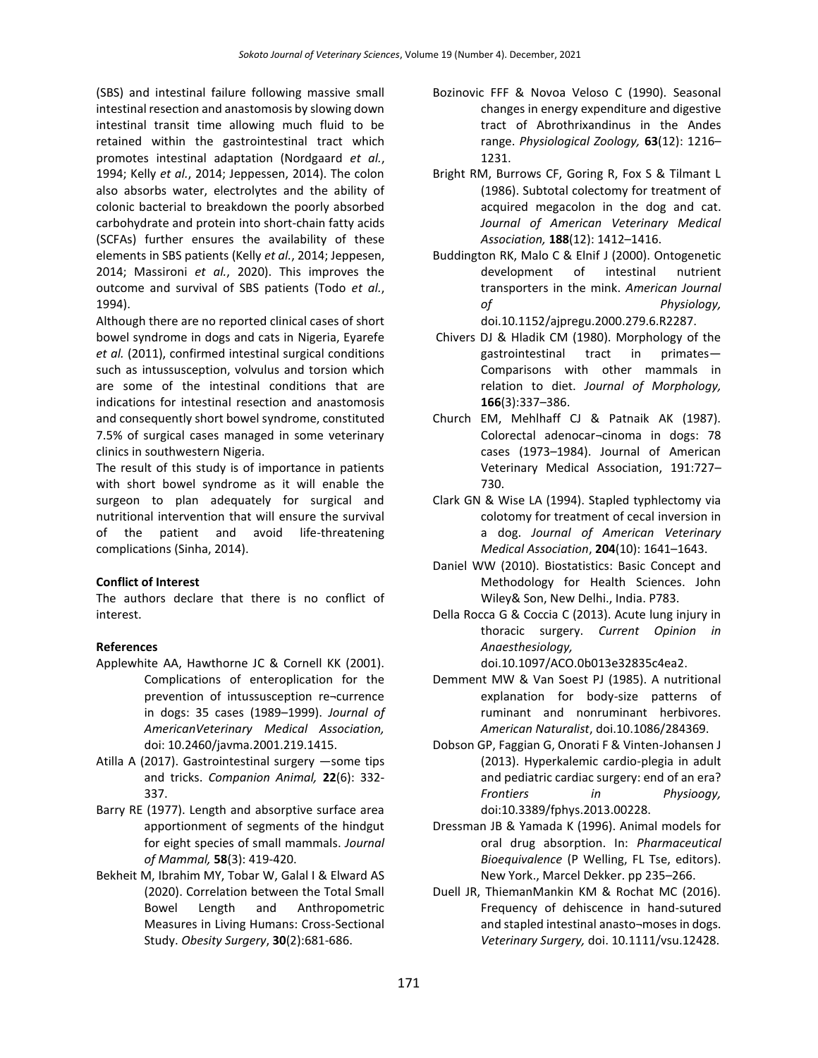(SBS) and intestinal failure following massive small intestinal resection and anastomosis by slowing down intestinal transit time allowing much fluid to be retained within the gastrointestinal tract which promotes intestinal adaptation (Nordgaard *et al.*, 1994; Kelly *et al.*, 2014; Jeppessen, 2014). The colon also absorbs water, electrolytes and the ability of colonic bacterial to breakdown the poorly absorbed carbohydrate and protein into short-chain fatty acids (SCFAs) further ensures the availability of these elements in SBS patients (Kelly *et al.*, 2014; Jeppesen, 2014; Massironi *et al.*, 2020). This improves the outcome and survival of SBS patients (Todo *et al.*, 1994).

Although there are no reported clinical cases of short bowel syndrome in dogs and cats in Nigeria, Eyarefe *et al.* (2011), confirmed intestinal surgical conditions such as intussusception, volvulus and torsion which are some of the intestinal conditions that are indications for intestinal resection and anastomosis and consequently short bowel syndrome, constituted 7.5% of surgical cases managed in some veterinary clinics in southwestern Nigeria.

The result of this study is of importance in patients with short bowel syndrome as it will enable the surgeon to plan adequately for surgical and nutritional intervention that will ensure the survival of the patient and avoid life-threatening complications (Sinha, 2014).

**Conflict of Interest**

The authors declare that there is no conflict of interest.

**References**

Applewhite AA, Hawthorne JC & Cornell KK (2001). Complications of enteroplication for the prevention of intussusception re¬currence in dogs: 35 cases (1989–1999). *Journal of AmericanVeterinary Medical Association,* doi: 10.2460/javma.2001.219.1415.

Atilla A (2017). Gastrointestinal surgery —some tips and tricks. *Companion Animal,* **22**(6): 332-337.

Barry RE (1977). Length and absorptive surface area apportionment of segments of the hindgut for eight species of small mammals. *Journal of Mammal,* **58**(3): 419-420.

Bekheit M, Ibrahim MY, Tobar W, Galal I & Elward AS (2020). Correlation between the Total Small Bowel Length and Anthropometric Measures in Living Humans: Cross-Sectional Study. *Obesity Surgery*, **30**(2):681-686.

Bozinovic FFF & Novoa Veloso C (1990). Seasonal changes in energy expenditure and digestive tract of Abrothrixandinus in the Andes range. *Physiological Zoology,* **63**(12): 1216–1231.

Bright RM, Burrows CF, Goring R, Fox S & Tilmant L (1986). Subtotal colectomy for treatment of acquired megacolon in the dog and cat. *Journal of American Veterinary Medical Association,* **188**(12): 1412–1416.

Buddington RK, Malo C & Elnif J (2000). Ontogenetic development of intestinal nutrient transporters in the mink. *American Journal of Physiology,* doi.10.1152/ajpregu.2000.279.6.R2287.

Chivers DJ & Hladik CM (1980). Morphology of the gastrointestinal tract in primates—Comparisons with other mammals in relation to diet. *Journal of Morphology,* **166**(3):337–386.

Church EM, Mehlhaff CJ & Patnaik AK (1987). Colorectal adenocar¬cinoma in dogs: 78 cases (1973–1984). Journal of American Veterinary Medical Association, 191:727–730.

Clark GN & Wise LA (1994). Stapled typhlectomy via colotomy for treatment of cecal inversion in a dog. *Journal of American Veterinary Medical Association*, **204**(10): 1641–1643.

Daniel WW (2010). Biostatistics: Basic Concept and Methodology for Health Sciences. John Wiley& Son, New Delhi., India. P783.

Della Rocca G & Coccia C (2013). Acute lung injury in thoracic surgery. *Current Opinion in Anaesthesiology,* doi.10.1097/ACO.0b013e32835c4ea2.

Demment MW & Van Soest PJ (1985). A nutritional explanation for body-size patterns of ruminant and nonruminant herbivores. *American Naturalist*, doi.10.1086/284369.

Dobson GP, Faggian G, Onorati F & Vinten-Johansen J (2013). Hyperkalemic cardio-plegia in adult and pediatric cardiac surgery: end of an era? *Frontiers in Physioogy,* doi:10.3389/fphys.2013.00228.

Dressman JB & Yamada K (1996). Animal models for oral drug absorption. In: *Pharmaceutical Bioequivalence* (P Welling, FL Tse, editors). New York., Marcel Dekker. pp 235–266.

Duell JR, ThiemanMankin KM & Rochat MC (2016). Frequency of dehiscence in hand-sutured and stapled intestinal anasto¬moses in dogs. *Veterinary Surgery,* doi. 10.1111/vsu.12428.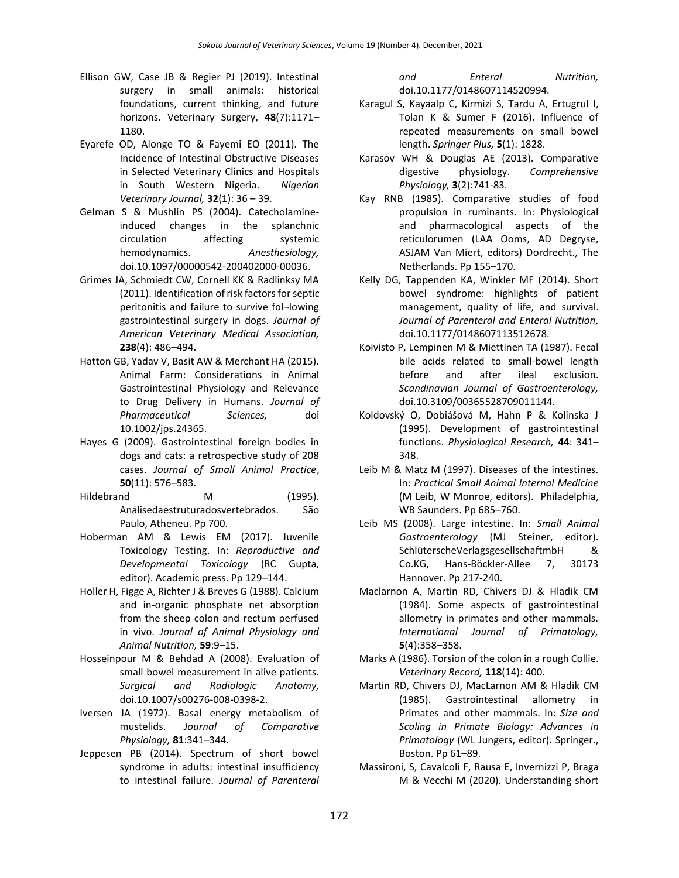Ellison GW, Case JB & Regier PJ (2019). Intestinal surgery in small animals: historical foundations, current thinking, and future horizons. Veterinary Surgery, **48**(7):1171–1180.

Eyarefe OD, Alonge TO & Fayemi EO (2011). The Incidence of Intestinal Obstructive Diseases in Selected Veterinary Clinics and Hospitals in South Western Nigeria. *Nigerian Veterinary Journal,* **32**(1): 36 – 39.

Gelman S & Mushlin PS (2004). Catecholamine-induced changes in the splanchnic circulation affecting systemic hemodynamics. *Anesthesiology,* doi.10.1097/00000542-200402000-00036.

Grimes JA, Schmiedt CW, Cornell KK & Radlinksy MA (2011). Identification of risk factors for septic peritonitis and failure to survive fol¬lowing gastrointestinal surgery in dogs. *Journal of American Veterinary Medical Association,* **238**(4): 486–494.

Hatton GB, Yadav V, Basit AW & Merchant HA (2015). Animal Farm: Considerations in Animal Gastrointestinal Physiology and Relevance to Drug Delivery in Humans. *Journal of Pharmaceutical Sciences,* doi 10.1002/jps.24365.

Hayes G (2009). Gastrointestinal foreign bodies in dogs and cats: a retrospective study of 208 cases. *Journal of Small Animal Practice*, **50**(11): 576–583.

Hildebrand M (1995). Análisedaestruturadosvertebrados. São Paulo, Atheneu. Pp 700.

Hoberman AM & Lewis EM (2017). Juvenile Toxicology Testing. In: *Reproductive and Developmental Toxicology* (RC Gupta, editor). Academic press. Pp 129–144.

Holler H, Figge A, Richter J & Breves G (1988). Calcium and in-organic phosphate net absorption from the sheep colon and rectum perfused in vivo. *Journal of Animal Physiology and Animal Nutrition,* **59**:9–15.

Hosseinpour M & Behdad A (2008). Evaluation of small bowel measurement in alive patients. *Surgical and Radiologic Anatomy,* doi.10.1007/s00276-008-0398-2.

Iversen JA (1972). Basal energy metabolism of mustelids. *Journal of Comparative Physiology,* **81**:341–344.

Jeppesen PB (2014). Spectrum of short bowel syndrome in adults: intestinal insufficiency to intestinal failure. *Journal of Parenteral and Enteral Nutrition,* doi.10.1177/0148607114520994.

Karagul S, Kayaalp C, Kirmizi S, Tardu A, Ertugrul I, Tolan K & Sumer F (2016). Influence of repeated measurements on small bowel length. *Springer Plus,* **5**(1): 1828.

Karasov WH & Douglas AE (2013). Comparative digestive physiology. *Comprehensive Physiology,* **3**(2):741-83.

Kay RNB (1985). Comparative studies of food propulsion in ruminants. In: Physiological and pharmacological aspects of the reticulorumen (LAA Ooms, AD Degryse, ASJAM Van Miert, editors) Dordrecht., The Netherlands. Pp 155–170.

Kelly DG, Tappenden KA, Winkler MF (2014). Short bowel syndrome: highlights of patient management, quality of life, and survival. *Journal of Parenteral and Enteral Nutrition,* doi.10.1177/0148607113512678.

Koivisto P, Lempinen M & Miettinen TA (1987). Fecal bile acids related to small-bowel length before and after ileal exclusion. *Scandinavian Journal of Gastroenterology,* doi.10.3109/00365528709011144.

Koldovský O, Dobiášová M, Hahn P & Kolinska J (1995). Development of gastrointestinal functions. *Physiological Research,* **44**: 341–348.

Leib M & Matz M (1997). Diseases of the intestines. In: *Practical Small Animal Internal Medicine* (M Leib, W Monroe, editors). Philadelphia, WB Saunders. Pp 685–760.

Leib MS (2008). Large intestine. In: *Small Animal Gastroenterology* (MJ Steiner, editor). SchlüterscheVerlagsgesellschaftmbH & Co.KG, Hans-Böckler-Allee 7, 30173 Hannover. Pp 217-240.

Maclarnon A, Martin RD, Chivers DJ & Hladik CM (1984). Some aspects of gastrointestinal allometry in primates and other mammals. *International Journal of Primatology,* **5**(4):358–358.

Marks A (1986). Torsion of the colon in a rough Collie. *Veterinary Record,* **118**(14): 400.

Martin RD, Chivers DJ, MacLarnon AM & Hladik CM (1985). Gastrointestinal allometry in Primates and other mammals. In: *Size and Scaling in Primate Biology: Advances in Primatology* (WL Jungers, editor). Springer., Boston. Pp 61–89.

Massironi, S, Cavalcoli F, Rausa E, Invernizzi P, Braga M & Vecchi M (2020). Understanding short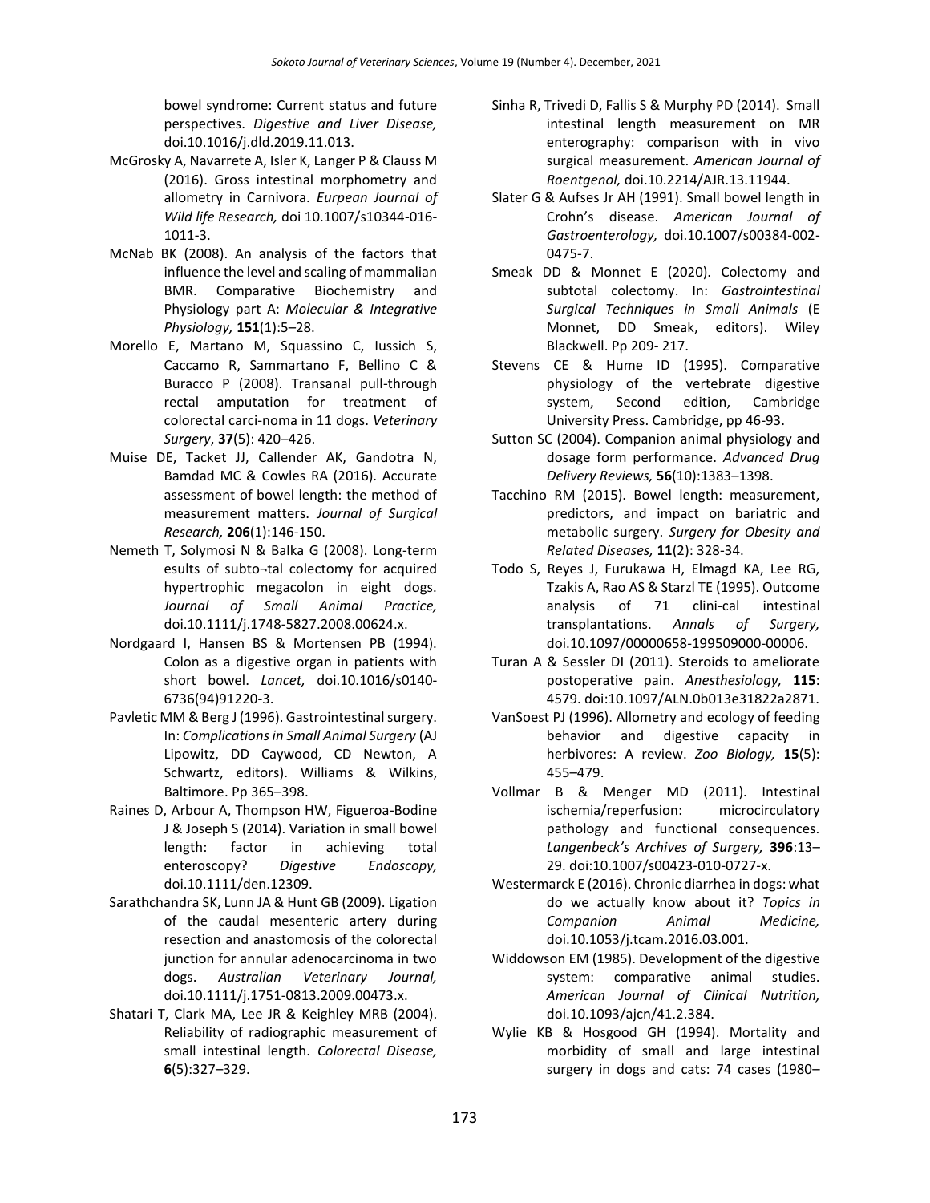bowel syndrome: Current status and future perspectives. *Digestive and Liver Disease,* doi.10.1016/j.dld.2019.11.013.

McGrosky A, Navarrete A, Isler K, Langer P & Clauss M (2016). Gross intestinal morphometry and allometry in Carnivora. *Eurpean Journal of Wild life Research,* doi 10.1007/s10344-016-1011-3.

McNab BK (2008). An analysis of the factors that influence the level and scaling of mammalian BMR. Comparative Biochemistry and Physiology part A: *Molecular & Integrative Physiology,* **151**(1):5–28.

Morello E, Martano M, Squassino C, Iussich S, Caccamo R, Sammartano F, Bellino C & Buracco P (2008). Transanal pull-through rectal amputation for treatment of colorectal carci-noma in 11 dogs. *Veterinary Surgery*, **37**(5): 420–426.

Muise DE, Tacket JJ, Callender AK, Gandotra N, Bamdad MC & Cowles RA (2016). Accurate assessment of bowel length: the method of measurement matters. *Journal of Surgical Research,* **206**(1):146-150.

Nemeth T, Solymosi N & Balka G (2008). Long-term esults of subto¬tal colectomy for acquired hypertrophic megacolon in eight dogs. *Journal of Small Animal Practice,* doi.10.1111/j.1748-5827.2008.00624.x.

Nordgaard I, Hansen BS & Mortensen PB (1994). Colon as a digestive organ in patients with short bowel. *Lancet,* doi.10.1016/s0140-6736(94)91220-3.

Pavletic MM & Berg J (1996). Gastrointestinal surgery. In: *Complications in Small Animal Surgery* (AJ Lipowitz, DD Caywood, CD Newton, A Schwartz, editors). Williams & Wilkins, Baltimore. Pp 365–398.

Raines D, Arbour A, Thompson HW, Figueroa-Bodine J & Joseph S (2014). Variation in small bowel length: factor in achieving total enteroscopy? *Digestive Endoscopy,* doi.10.1111/den.12309.

Sarathchandra SK, Lunn JA & Hunt GB (2009). Ligation of the caudal mesenteric artery during resection and anastomosis of the colorectal junction for annular adenocarcinoma in two dogs. *Australian Veterinary Journal,* doi.10.1111/j.1751-0813.2009.00473.x.

Shatari T, Clark MA, Lee JR & Keighley MRB (2004). Reliability of radiographic measurement of small intestinal length. *Colorectal Disease,* **6**(5):327–329.

Sinha R, Trivedi D, Fallis S & Murphy PD (2014). Small intestinal length measurement on MR enterography: comparison with in vivo surgical measurement. *American Journal of Roentgenol,* doi.10.2214/AJR.13.11944.

Slater G & Aufses Jr AH (1991). Small bowel length in Crohn's disease. *American Journal of Gastroenterology,* doi.10.1007/s00384-002-0475-7.

Smeak DD & Monnet E (2020). Colectomy and subtotal colectomy. In: *Gastrointestinal Surgical Techniques in Small Animals* (E Monnet, DD Smeak, editors). Wiley Blackwell. Pp 209- 217.

Stevens CE & Hume ID (1995). Comparative physiology of the vertebrate digestive system, Second edition, Cambridge University Press. Cambridge, pp 46-93.

Sutton SC (2004). Companion animal physiology and dosage form performance. *Advanced Drug Delivery Reviews,* **56**(10):1383–1398.

Tacchino RM (2015). Bowel length: measurement, predictors, and impact on bariatric and metabolic surgery. *Surgery for Obesity and Related Diseases,* **11**(2): 328-34.

Todo S, Reyes J, Furukawa H, Elmagd KA, Lee RG, Tzakis A, Rao AS & Starzl TE (1995). Outcome analysis of 71 clini-cal intestinal transplantations. *Annals of Surgery,* doi.10.1097/00000658-199509000-00006.

Turan A & Sessler DI (2011). Steroids to ameliorate postoperative pain. *Anesthesiology,* **115**: 4579. doi:10.1097/ALN.0b013e31822a2871.

VanSoest PJ (1996). Allometry and ecology of feeding behavior and digestive capacity in herbivores: A review. *Zoo Biology,* **15**(5): 455–479.

Vollmar B & Menger MD (2011). Intestinal ischemia/reperfusion: microcirculatory pathology and functional consequences. *Langenbeck's Archives of Surgery,* **396**:13–29. doi:10.1007/s00423-010-0727-x.

Westermarck E (2016). Chronic diarrhea in dogs: what do we actually know about it? *Topics in Companion Animal Medicine,* doi.10.1053/j.tcam.2016.03.001.

Widdowson EM (1985). Development of the digestive system: comparative animal studies. *American Journal of Clinical Nutrition,* doi.10.1093/ajcn/41.2.384.

Wylie KB & Hosgood GH (1994). Mortality and morbidity of small and large intestinal surgery in dogs and cats: 74 cases (1980–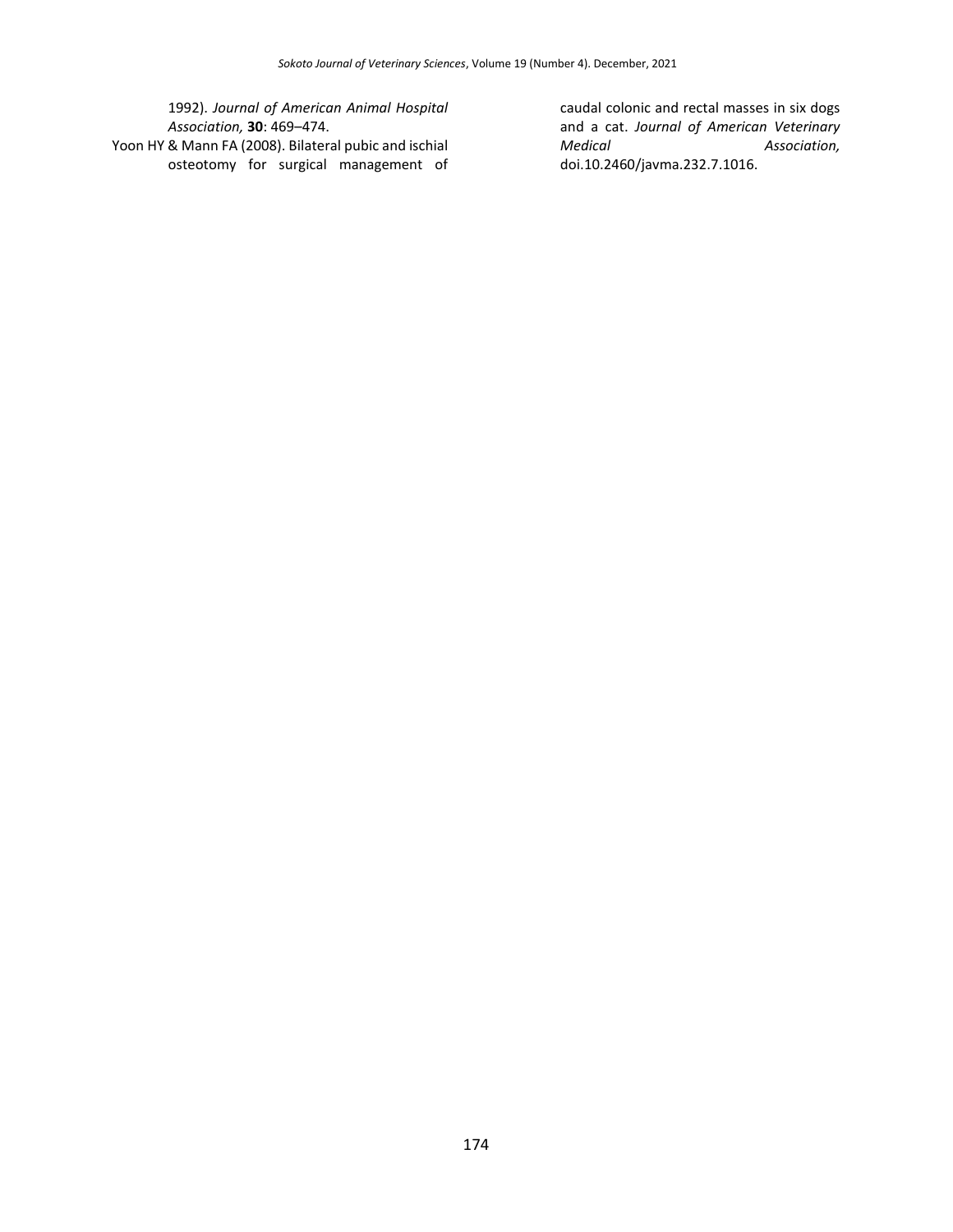1992). *Journal of American Animal Hospital Association,* **30**: 469–474.

Yoon HY & Mann FA (2008). Bilateral pubic and ischial osteotomy for surgical management of caudal colonic and rectal masses in six dogs and a cat. *Journal of American Veterinary Medical Association,* doi.10.2460/javma.232.7.1016.